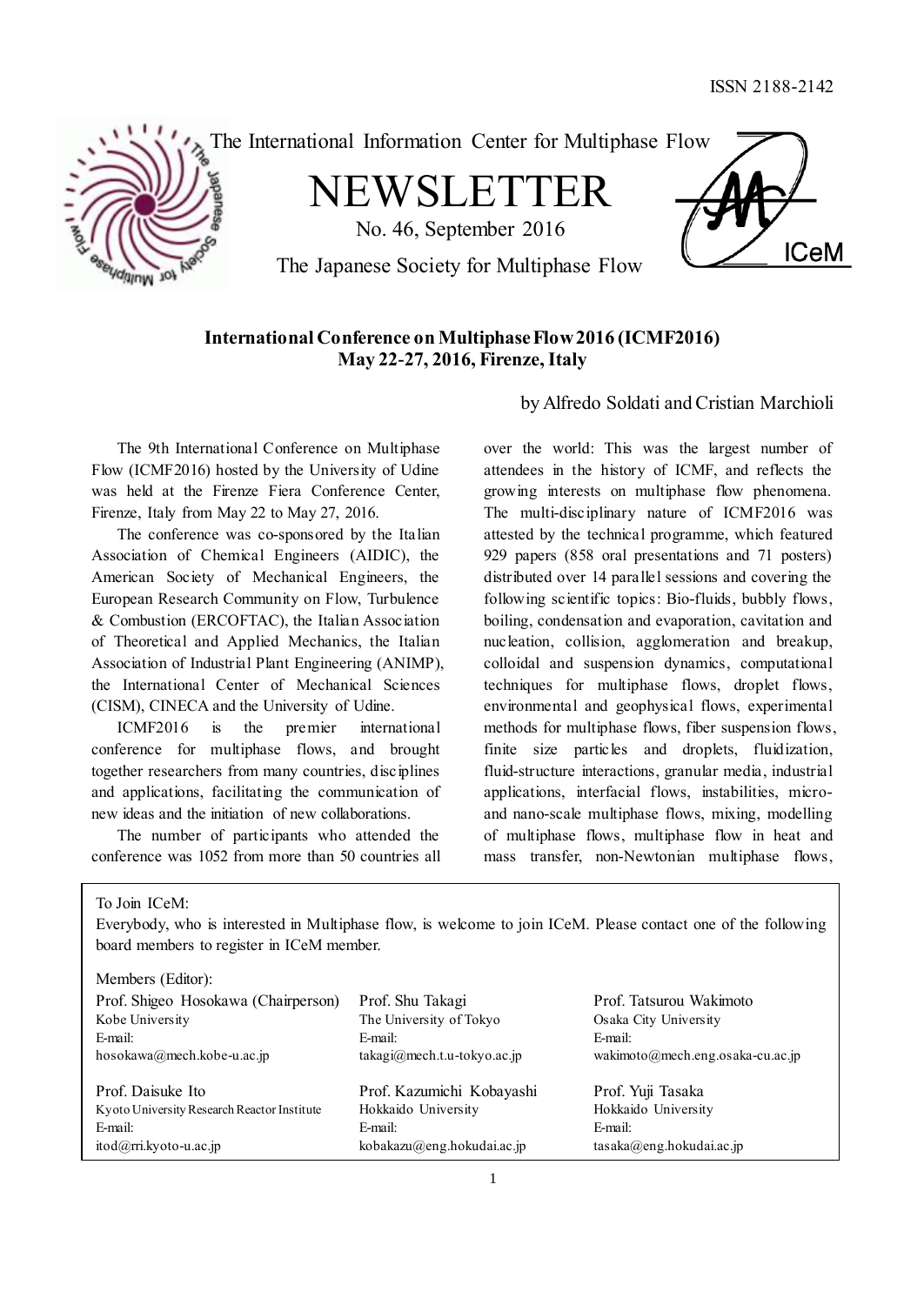ISSN 2188-2142

The International Information Center for Multiphase Flow

# NEWSLETTER

No. 46, September 2016

The Japanese Society for Multiphase Flow

## International Conference on Multiphase Flow 2016 (ICMF2016) May 22-27, 2016, Firenze, Italy

by Alfredo Soldati and Cristian Marchioli

The 9th International Conference on Multiphase Flow (ICMF2016) hosted by the University of Udine was held at the Firenze Fiera Conference Center, Firenze, Italy from May 22 to May 27, 2016.

The conference was co-sponsored by the Italian Association of Chemical Engineers (AIDIC), the American Society of Mechanical Engineers, the European Research Community on Flow, Turbulence & Combustion (ERCOFTAC), the Italian Association of Theoretical and Applied Mechanics, the Italian Association of Industrial Plant Engineering (ANIMP), the International Center of Mechanical Sciences (CISM), CINECA and the University of Udine.

ICMF2016 is the premier international conference for multiphase flows, and brought together researchers from many countries, disciplines and applications, facilitating the communication of new ideas and the initiation of new collaborations.

The number of participants who attended the conference was 1052 from more than 50 countries all over the world: This was the largest number of attendees in the history of ICMF, and reflects the growing interests on multiphase flow phenomena. The multi-disciplinary nature of ICMF2016 was attested by the technical programme, which featured 929 papers (858 oral presentations and 71 posters) distributed over 14 parallel sessions and covering the following scientific topics: Bio-fluids, bubbly flows, boiling, condensation and evaporation, cavitation and nucleation, collision, agglomeration and breakup, colloidal and suspension dynamics, computational techniques for multiphase flows, droplet flows, environmental and geophysical flows, experimental methods for multiphase flows, fiber suspension flows, finite size particles and droplets, fluidization, fluid-structure interactions, granular media, industrial applications, interfacial flows, instabilities, micro- and nano-scale multiphase flows, mixing, modelling of multiphase flows, multiphase flow in heat and mass transfer, non-Newtonian multiphase flows,

---

To Join ICeM:
Everybody, who is interested in Multiphase flow, is welcome to join ICeM. Please contact one of the following board members to register in ICeM member.

Members (Editor):

| | | |
|---|---|---|
| Prof. Shigeo Hosokawa (Chairperson)<br>Kobe University<br>E-mail:<br>hosokawa@mech.kobe-u.ac.jp | Prof. Shu Takagi<br>The University of Tokyo<br>E-mail:<br>takagi@mech.t.u-tokyo.ac.jp | Prof. Tatsurou Wakimoto<br>Osaka City University<br>E-mail:<br>wakimoto@mech.eng.osaka-cu.ac.jp |
| Prof. Daisuke Ito<br>Kyoto University Research Reactor Institute<br>E-mail:<br>itod@rri.kyoto-u.ac.jp | Prof. Kazumichi Kobayashi<br>Hokkaido University<br>E-mail:<br>kobakazu@eng.hokudai.ac.jp | Prof. Yuji Tasaka<br>Hokkaido University<br>E-mail:<br>tasaka@eng.hokudai.ac.jp |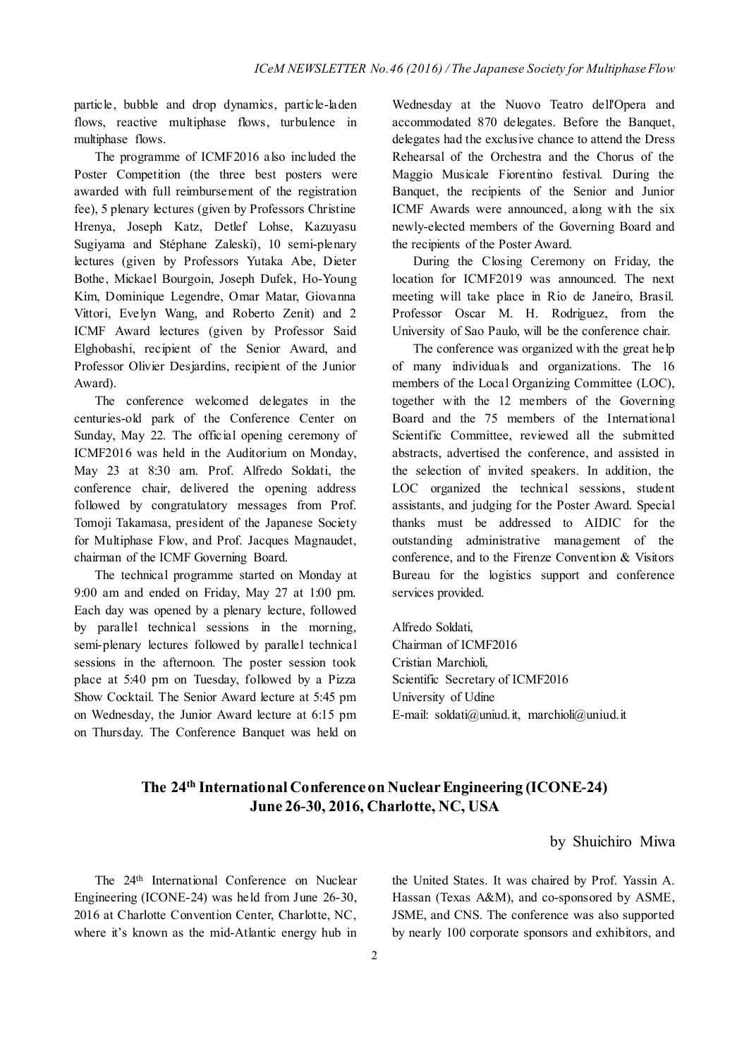particle, bubble and drop dynamics, particle-laden flows, reactive multiphase flows, turbulence in multiphase flows.

The programme of ICMF2016 also included the Poster Competition (the three best posters were awarded with full reimbursement of the registration fee), 5 plenary lectures (given by Professors Christine Hrenya, Joseph Katz, Detlef Lohse, Kazuyasu Sugiyama and Stéphane Zaleski), 10 semi-plenary lectures (given by Professors Yutaka Abe, Dieter Bothe, Mickael Bourgoin, Joseph Dufek, Ho-Young Kim, Dominique Legendre, Omar Matar, Giovanna Vittori, Evelyn Wang, and Roberto Zenit) and 2 ICMF Award lectures (given by Professor Said Elghobashi, recipient of the Senior Award, and Professor Olivier Desjardins, recipient of the Junior Award).

The conference welcomed delegates in the centuries-old park of the Conference Center on Sunday, May 22. The official opening ceremony of ICMF2016 was held in the Auditorium on Monday, May 23 at 8:30 am. Prof. Alfredo Soldati, the conference chair, delivered the opening address followed by congratulatory messages from Prof. Tomoji Takamasa, president of the Japanese Society for Multiphase Flow, and Prof. Jacques Magnaudet, chairman of the ICMF Governing Board.

The technical programme started on Monday at 9:00 am and ended on Friday, May 27 at 1:00 pm. Each day was opened by a plenary lecture, followed by parallel technical sessions in the morning, semi-plenary lectures followed by parallel technical sessions in the afternoon. The poster session took place at 5:40 pm on Tuesday, followed by a Pizza Show Cocktail. The Senior Award lecture at 5:45 pm on Wednesday, the Junior Award lecture at 6:15 pm on Thursday. The Conference Banquet was held on Wednesday at the Nuovo Teatro dell'Opera and accommodated 870 delegates. Before the Banquet, delegates had the exclusive chance to attend the Dress Rehearsal of the Orchestra and the Chorus of the Maggio Musicale Fiorentino festival. During the Banquet, the recipients of the Senior and Junior ICMF Awards were announced, along with the six newly-elected members of the Governing Board and the recipients of the Poster Award.

During the Closing Ceremony on Friday, the location for ICMF2019 was announced. The next meeting will take place in Rio de Janeiro, Brasil. Professor Oscar M. H. Rodriguez, from the University of Sao Paulo, will be the conference chair.

The conference was organized with the great help of many individuals and organizations. The 16 members of the Local Organizing Committee (LOC), together with the 12 members of the Governing Board and the 75 members of the International Scientific Committee, reviewed all the submitted abstracts, advertised the conference, and assisted in the selection of invited speakers. In addition, the LOC organized the technical sessions, student assistants, and judging for the Poster Award. Special thanks must be addressed to AIDIC for the outstanding administrative management of the conference, and to the Firenze Convention & Visitors Bureau for the logistics support and conference services provided.

Alfredo Soldati,
Chairman of ICMF2016
Cristian Marchioli,
Scientific Secretary of ICMF2016
University of Udine
E-mail: soldati@uniud.it, marchioli@uniud.it

## The 24th International Conference on Nuclear Engineering (ICONE-24) June 26-30, 2016, Charlotte, NC, USA

by Shuichiro Miwa

The 24th International Conference on Nuclear Engineering (ICONE-24) was held from June 26-30, 2016 at Charlotte Convention Center, Charlotte, NC, where it's known as the mid-Atlantic energy hub in the United States. It was chaired by Prof. Yassin A. Hassan (Texas A&M), and co-sponsored by ASME, JSME, and CNS. The conference was also supported by nearly 100 corporate sponsors and exhibitors, and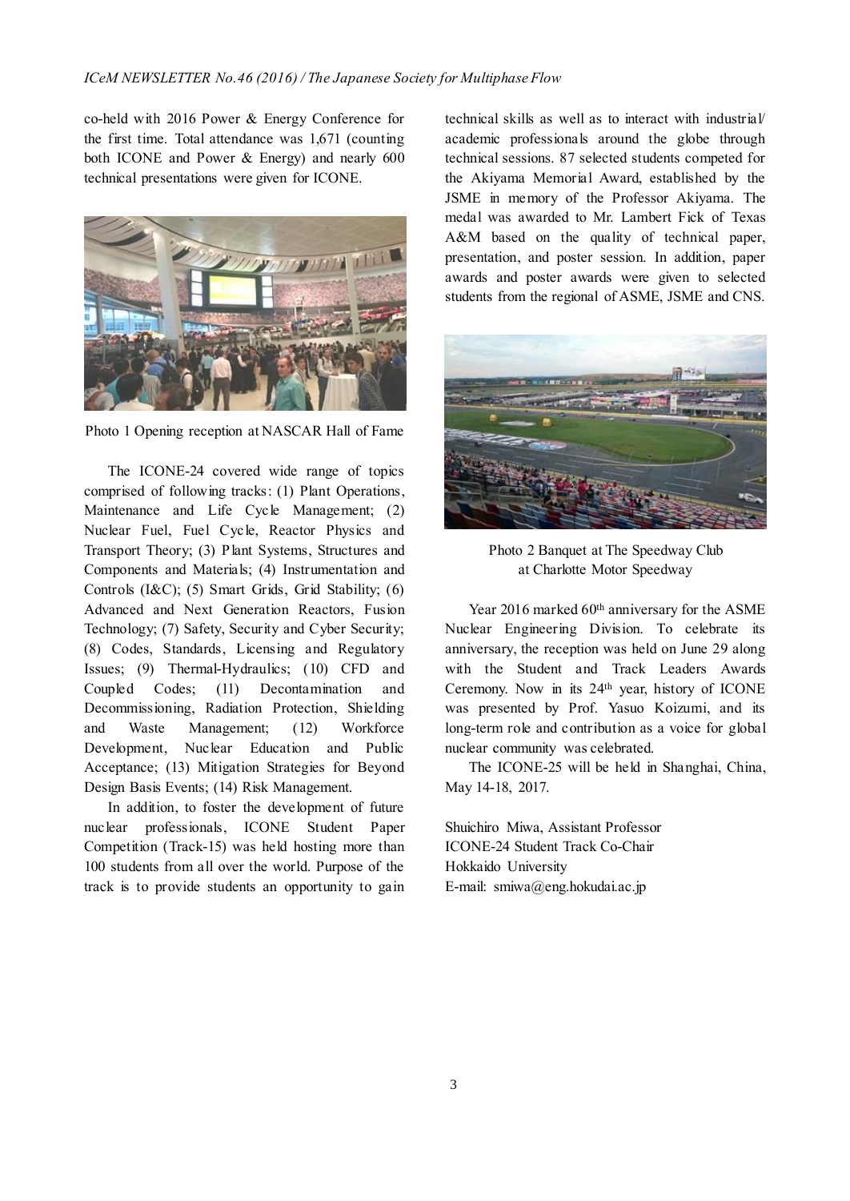co-held with 2016 Power & Energy Conference for the first time. Total attendance was 1,671 (counting both ICONE and Power & Energy) and nearly 600 technical presentations were given for ICONE.

Photo 1 Opening reception at NASCAR Hall of Fame

The ICONE-24 covered wide range of topics comprised of following tracks: (1) Plant Operations, Maintenance and Life Cycle Management; (2) Nuclear Fuel, Fuel Cycle, Reactor Physics and Transport Theory; (3) Plant Systems, Structures and Components and Materials; (4) Instrumentation and Controls (I&C); (5) Smart Grids, Grid Stability; (6) Advanced and Next Generation Reactors, Fusion Technology; (7) Safety, Security and Cyber Security; (8) Codes, Standards, Licensing and Regulatory Issues; (9) Thermal-Hydraulics; (10) CFD and Coupled Codes; (11) Decontamination and Decommissioning, Radiation Protection, Shielding and Waste Management; (12) Workforce Development, Nuclear Education and Public Acceptance; (13) Mitigation Strategies for Beyond Design Basis Events; (14) Risk Management.

In addition, to foster the development of future nuclear professionals, ICONE Student Paper Competition (Track-15) was held hosting more than 100 students from all over the world. Purpose of the track is to provide students an opportunity to gain technical skills as well as to interact with industrial/ academic professionals around the globe through technical sessions. 87 selected students competed for the Akiyama Memorial Award, established by the JSME in memory of the Professor Akiyama. The medal was awarded to Mr. Lambert Fick of Texas A&M based on the quality of technical paper, presentation, and poster session. In addition, paper awards and poster awards were given to selected students from the regional of ASME, JSME and CNS.

Photo 2 Banquet at The Speedway Club at Charlotte Motor Speedway

Year 2016 marked 60th anniversary for the ASME Nuclear Engineering Division. To celebrate its anniversary, the reception was held on June 29 along with the Student and Track Leaders Awards Ceremony. Now in its 24th year, history of ICONE was presented by Prof. Yasuo Koizumi, and its long-term role and contribution as a voice for global nuclear community was celebrated.

The ICONE-25 will be held in Shanghai, China, May 14-18, 2017.

Shuichiro Miwa, Assistant Professor  
ICONE-24 Student Track Co-Chair  
Hokkaido University  
E-mail: smiwa@eng.hokudai.ac.jp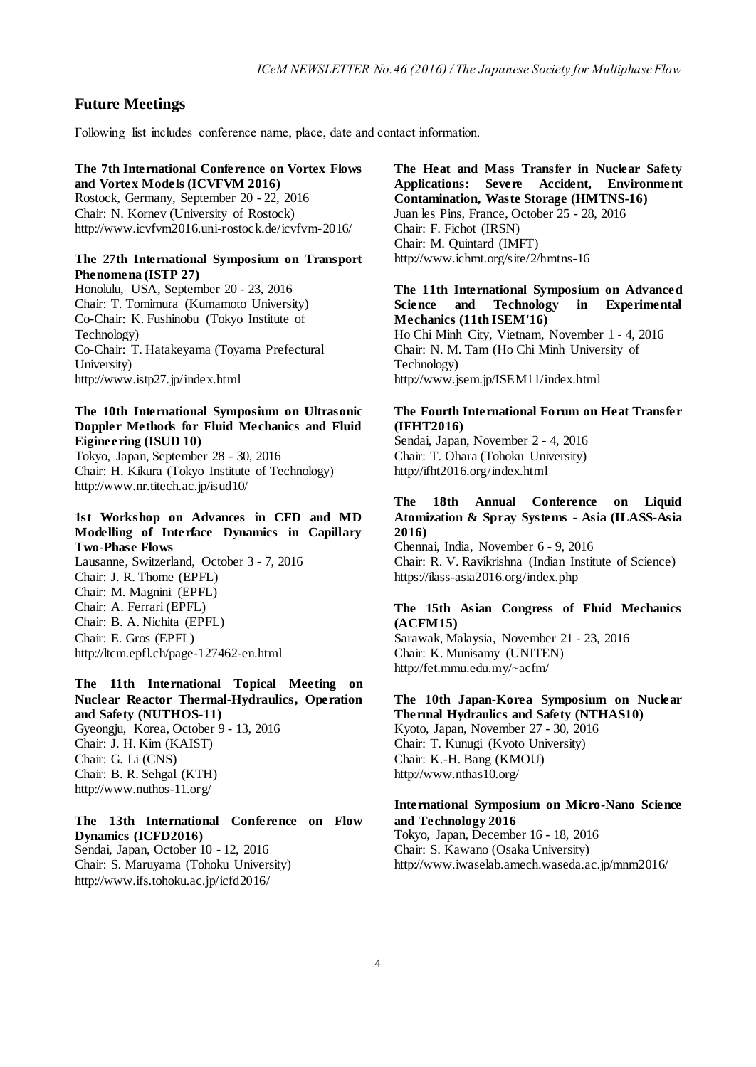## Future Meetings

Following list includes conference name, place, date and contact information.

**The 7th International Conference on Vortex Flows and Vortex Models (ICVFVM 2016)**
Rostock, Germany, September 20 - 22, 2016
Chair: N. Kornev (University of Rostock)
http://www.icvfvm2016.uni-rostock.de/icvfvm-2016/

**The 27th International Symposium on Transport Phenomena (ISTP 27)**
Honolulu, USA, September 20 - 23, 2016
Chair: T. Tomimura (Kumamoto University)
Co-Chair: K. Fushinobu (Tokyo Institute of Technology)
Co-Chair: T. Hatakeyama (Toyama Prefectural University)
http://www.istp27.jp/index.html

**The 10th International Symposium on Ultrasonic Doppler Methods for Fluid Mechanics and Fluid Eigineering (ISUD 10)**
Tokyo, Japan, September 28 - 30, 2016
Chair: H. Kikura (Tokyo Institute of Technology)
http://www.nr.titech.ac.jp/isud10/

**1st Workshop on Advances in CFD and MD Modelling of Interface Dynamics in Capillary Two-Phase Flows**
Lausanne, Switzerland, October 3 - 7, 2016
Chair: J. R. Thome (EPFL)
Chair: M. Magnini (EPFL)
Chair: A. Ferrari (EPFL)
Chair: B. A. Nichita (EPFL)
Chair: E. Gros (EPFL)
http://ltcm.epfl.ch/page-127462-en.html

**The 11th International Topical Meeting on Nuclear Reactor Thermal-Hydraulics, Operation and Safety (NUTHOS-11)**
Gyeongju, Korea, October 9 - 13, 2016
Chair: J. H. Kim (KAIST)
Chair: G. Li (CNS)
Chair: B. R. Sehgal (KTH)
http://www.nuthos-11.org/

**The 13th International Conference on Flow Dynamics (ICFD2016)**
Sendai, Japan, October 10 - 12, 2016
Chair: S. Maruyama (Tohoku University)
http://www.ifs.tohoku.ac.jp/icfd2016/

**The Heat and Mass Transfer in Nuclear Safety Applications: Severe Accident, Environment Contamination, Waste Storage (HMTNS-16)**
Juan les Pins, France, October 25 - 28, 2016
Chair: F. Fichot (IRSN)
Chair: M. Quintard (IMFT)
http://www.ichmt.org/site/2/hmtns-16

**The 11th International Symposium on Advanced Science and Technology in Experimental Mechanics (11th ISEM'16)**
Ho Chi Minh City, Vietnam, November 1 - 4, 2016
Chair: N. M. Tam (Ho Chi Minh University of Technology)
http://www.jsem.jp/ISEM11/index.html

**The Fourth International Forum on Heat Transfer (IFHT2016)**
Sendai, Japan, November 2 - 4, 2016
Chair: T. Ohara (Tohoku University)
http://ifht2016.org/index.html

**The 18th Annual Conference on Liquid Atomization & Spray Systems - Asia (ILASS-Asia 2016)**
Chennai, India, November 6 - 9, 2016
Chair: R. V. Ravikrishna (Indian Institute of Science)
https://ilass-asia2016.org/index.php

**The 15th Asian Congress of Fluid Mechanics (ACFM15)**
Sarawak, Malaysia, November 21 - 23, 2016
Chair: K. Munisamy (UNITEN)
http://fet.mmu.edu.my/~acfm/

**The 10th Japan-Korea Symposium on Nuclear Thermal Hydraulics and Safety (NTHAS10)**
Kyoto, Japan, November 27 - 30, 2016
Chair: T. Kunugi (Kyoto University)
Chair: K.-H. Bang (KMOU)
http://www.nthas10.org/

**International Symposium on Micro-Nano Science and Technology 2016**
Tokyo, Japan, December 16 - 18, 2016
Chair: S. Kawano (Osaka University)
http://www.iwaselab.amech.waseda.ac.jp/mnm2016/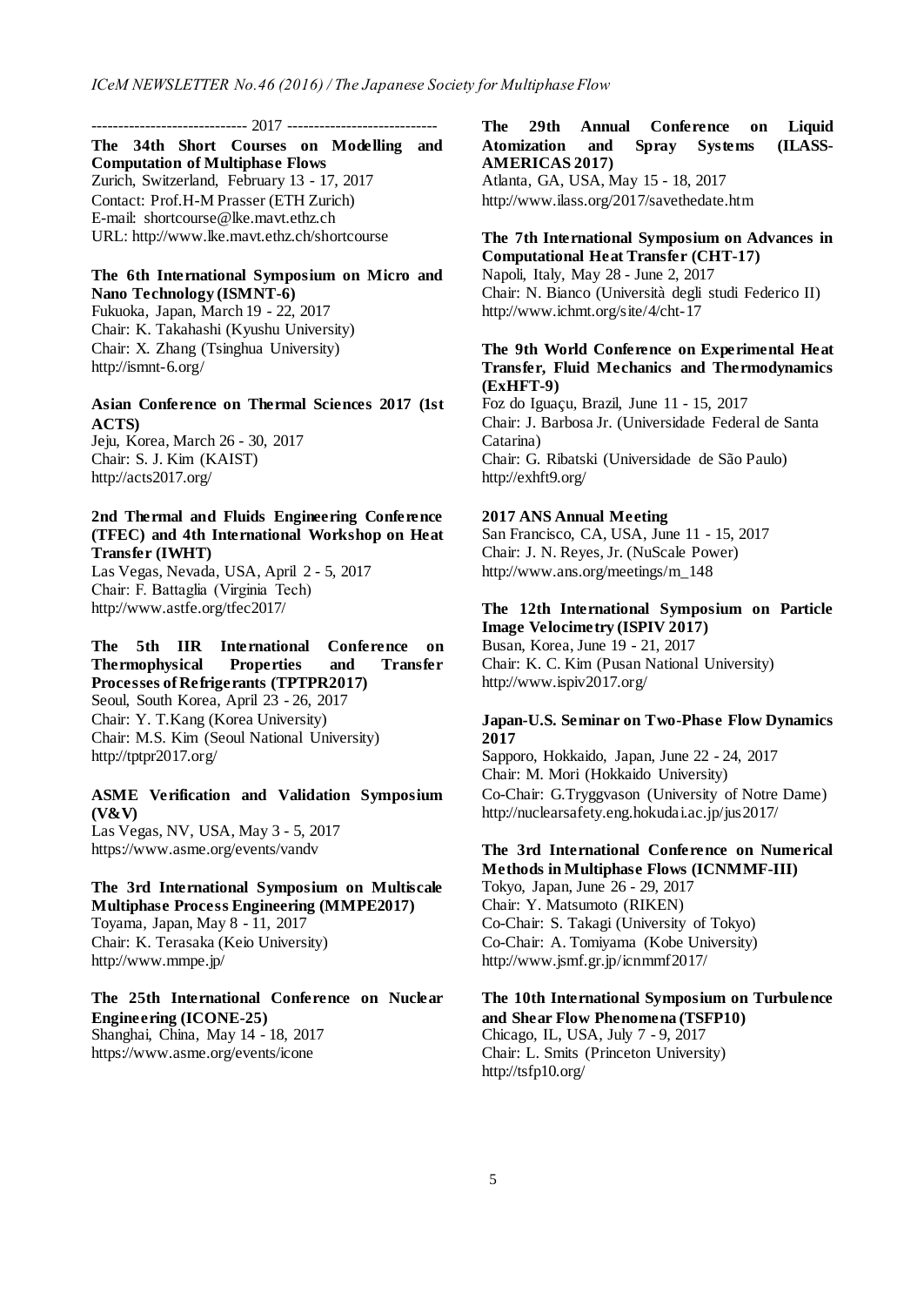----------------------------- 2017 ----------------------------

**The 34th Short Courses on Modelling and Computation of Multiphase Flows**
Zurich, Switzerland, February 13 - 17, 2017
Contact: Prof.H-M Prasser (ETH Zurich)
E-mail: shortcourse@lke.mavt.ethz.ch
URL: http://www.lke.mavt.ethz.ch/shortcourse

**The 6th International Symposium on Micro and Nano Technology (ISMNT-6)**
Fukuoka, Japan, March 19 - 22, 2017
Chair: K. Takahashi (Kyushu University)
Chair: X. Zhang (Tsinghua University)
http://ismnt-6.org/

**Asian Conference on Thermal Sciences 2017 (1st ACTS)**
Jeju, Korea, March 26 - 30, 2017
Chair: S. J. Kim (KAIST)
http://acts2017.org/

**2nd Thermal and Fluids Engineering Conference (TFEC) and 4th International Workshop on Heat Transfer (IWHT)**
Las Vegas, Nevada, USA, April 2 - 5, 2017
Chair: F. Battaglia (Virginia Tech)
http://www.astfe.org/tfec2017/

**The 5th IIR International Conference on Thermophysical Properties and Transfer Processes of Refrigerants (TPTPR2017)**
Seoul, South Korea, April 23 - 26, 2017
Chair: Y. T.Kang (Korea University)
Chair: M.S. Kim (Seoul National University)
http://tptpr2017.org/

**ASME Verification and Validation Symposium (V&V)**
Las Vegas, NV, USA, May 3 - 5, 2017
https://www.asme.org/events/vandv

**The 3rd International Symposium on Multiscale Multiphase Process Engineering (MMPE2017)**
Toyama, Japan, May 8 - 11, 2017
Chair: K. Terasaka (Keio University)
http://www.mmpe.jp/

**The 25th International Conference on Nuclear Engineering (ICONE-25)**
Shanghai, China, May 14 - 18, 2017
https://www.asme.org/events/icone

**The 29th Annual Conference on Liquid Atomization and Spray Systems (ILASS-AMERICAS 2017)**
Atlanta, GA, USA, May 15 - 18, 2017
http://www.ilass.org/2017/savethedate.htm

**The 7th International Symposium on Advances in Computational Heat Transfer (CHT-17)**
Napoli, Italy, May 28 - June 2, 2017
Chair: N. Bianco (Università degli studi Federico II)
http://www.ichmt.org/site/4/cht-17

**The 9th World Conference on Experimental Heat Transfer, Fluid Mechanics and Thermodynamics (ExHFT-9)**
Foz do Iguaçu, Brazil, June 11 - 15, 2017
Chair: J. Barbosa Jr. (Universidade Federal de Santa Catarina)
Chair: G. Ribatski (Universidade de São Paulo)
http://exhft9.org/

**2017 ANS Annual Meeting**
San Francisco, CA, USA, June 11 - 15, 2017
Chair: J. N. Reyes, Jr. (NuScale Power)
http://www.ans.org/meetings/m_148

**The 12th International Symposium on Particle Image Velocimetry (ISPIV 2017)**
Busan, Korea, June 19 - 21, 2017
Chair: K. C. Kim (Pusan National University)
http://www.ispiv2017.org/

**Japan-U.S. Seminar on Two-Phase Flow Dynamics 2017**
Sapporo, Hokkaido, Japan, June 22 - 24, 2017
Chair: M. Mori (Hokkaido University)
Co-Chair: G.Tryggvason (University of Notre Dame)
http://nuclearsafety.eng.hokudai.ac.jp/jus2017/

**The 3rd International Conference on Numerical Methods in Multiphase Flows (ICNMMF-III)**
Tokyo, Japan, June 26 - 29, 2017
Chair: Y. Matsumoto (RIKEN)
Co-Chair: S. Takagi (University of Tokyo)
Co-Chair: A. Tomiyama (Kobe University)
http://www.jsmf.gr.jp/icnmmf2017/

**The 10th International Symposium on Turbulence and Shear Flow Phenomena (TSFP10)**
Chicago, IL, USA, July 7 - 9, 2017
Chair: L. Smits (Princeton University)
http://tsfp10.org/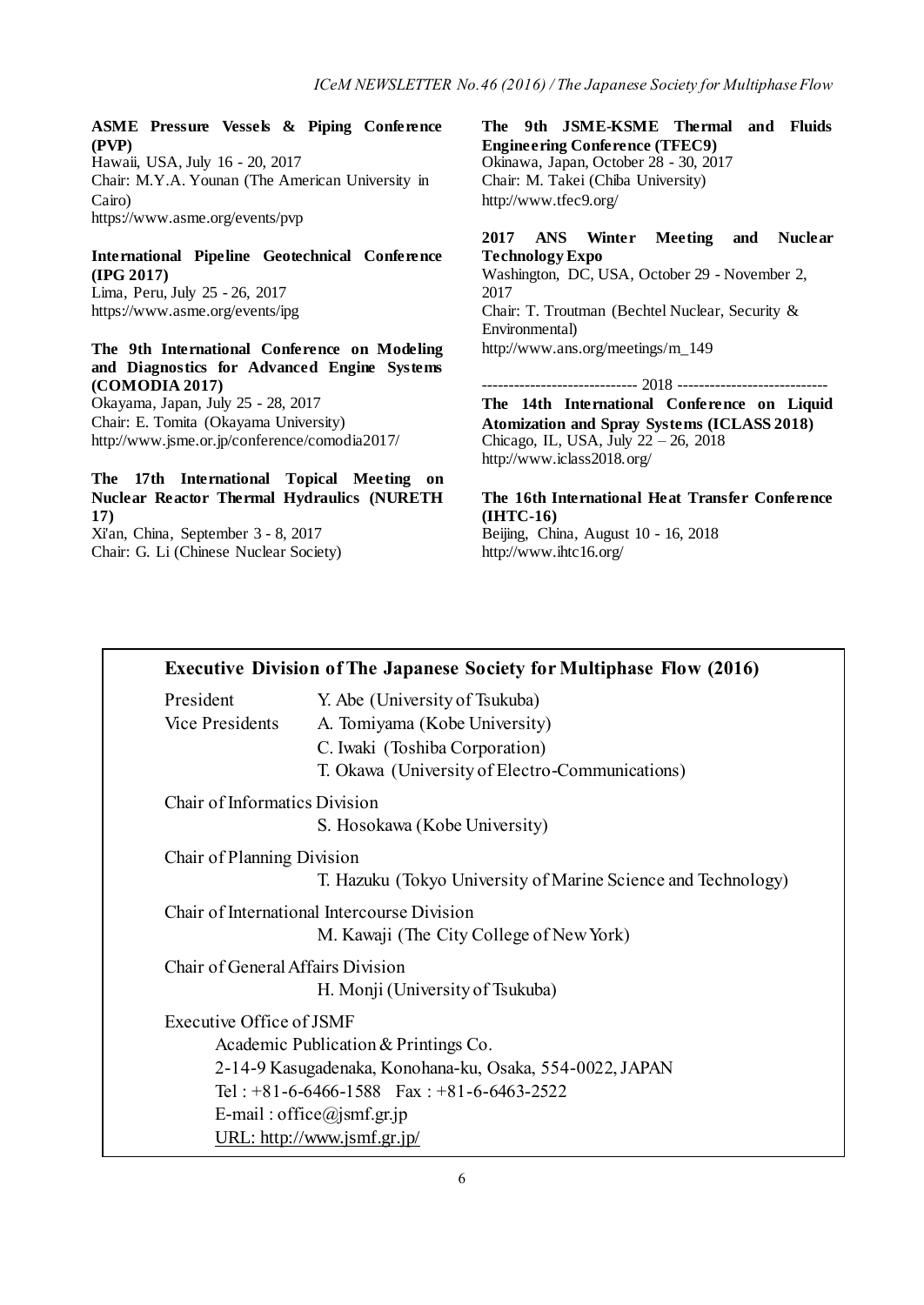**ASME Pressure Vessels & Piping Conference (PVP)**
Hawaii, USA, July 16 - 20, 2017
Chair: M.Y.A. Younan (The American University in Cairo)
https://www.asme.org/events/pvp

**International Pipeline Geotechnical Conference (IPG 2017)**
Lima, Peru, July 25 - 26, 2017
https://www.asme.org/events/ipg

**The 9th International Conference on Modeling and Diagnostics for Advanced Engine Systems (COMODIA 2017)**
Okayama, Japan, July 25 - 28, 2017
Chair: E. Tomita (Okayama University)
http://www.jsme.or.jp/conference/comodia2017/

**The 17th International Topical Meeting on Nuclear Reactor Thermal Hydraulics (NURETH 17)**
Xi'an, China, September 3 - 8, 2017
Chair: G. Li (Chinese Nuclear Society)

**The 9th JSME-KSME Thermal and Fluids Engineering Conference (TFEC9)**
Okinawa, Japan, October 28 - 30, 2017
Chair: M. Takei (Chiba University)
http://www.tfec9.org/

**2017 ANS Winter Meeting and Nuclear Technology Expo**
Washington, DC, USA, October 29 - November 2, 2017
Chair: T. Troutman (Bechtel Nuclear, Security & Environmental)
http://www.ans.org/meetings/m_149

---------------------------- 2018 ----------------------------

**The 14th International Conference on Liquid Atomization and Spray Systems (ICLASS 2018)**
Chicago, IL, USA, July 22 – 26, 2018
http://www.iclass2018.org/

**The 16th International Heat Transfer Conference (IHTC-16)**
Beijing, China, August 10 - 16, 2018
http://www.ihtc16.org/

## Executive Division of The Japanese Society for Multiphase Flow (2016)

President: Y. Abe (University of Tsukuba)

Vice Presidents: A. Tomiyama (Kobe University)
C. Iwaki (Toshiba Corporation)
T. Okawa (University of Electro-Communications)

Chair of Informatics Division
S. Hosokawa (Kobe University)

Chair of Planning Division
T. Hazuku (Tokyo University of Marine Science and Technology)

Chair of International Intercourse Division
M. Kawaji (The City College of New York)

Chair of General Affairs Division
H. Monji (University of Tsukuba)

Executive Office of JSMF
Academic Publication & Printings Co.
2-14-9 Kasugadenaka, Konohana-ku, Osaka, 554-0022, JAPAN
Tel : +81-6-6466-1588 Fax : +81-6-6463-2522
E-mail : office@jsmf.gr.jp
URL: http://www.jsmf.gr.jp/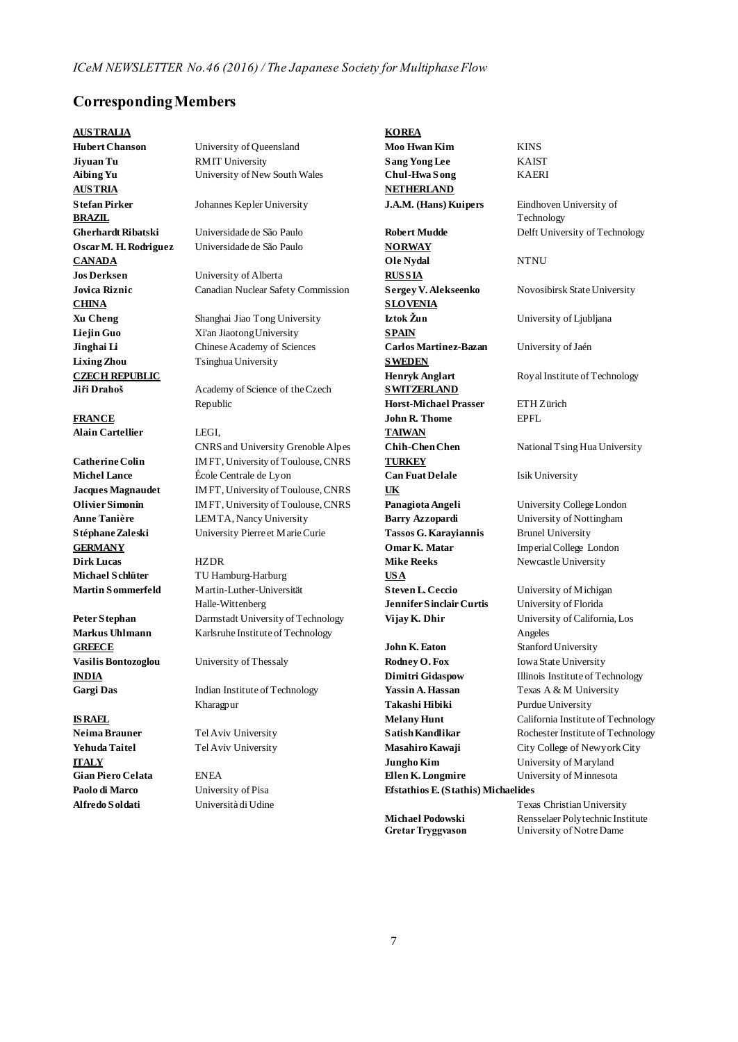# Corresponding Members

**AUSTRALIA**

| | |
|---|---|
| **Hubert Chanson** | University of Queensland |
| **Jiyuan Tu** | RMIT University |
| **Aibing Yu** | University of New South Wales |

**AUSTRIA**

| | |
|---|---|
| **Stefan Pirker** | Johannes Kepler University |

**BRAZIL**

| | |
|---|---|
| **Gherhardt Ribatski** | Universidade de São Paulo |
| **Oscar M. H. Rodriguez** | Universidade de São Paulo |

**CANADA**

| | |
|---|---|
| **Jos Derksen** | University of Alberta |
| **Jovica Riznic** | Canadian Nuclear Safety Commission |

**CHINA**

| | |
|---|---|
| **Xu Cheng** | Shanghai Jiao Tong University |
| **Liejin Guo** | Xi'an Jiaotong University |
| **Jinghai Li** | Chinese Academy of Sciences |
| **Lixing Zhou** | Tsinghua University |

**CZECH REPUBLIC**

| | |
|---|---|
| **Jiři Drahoš** | Academy of Science of the Czech Republic |

**FRANCE**

| | |
|---|---|
| **Alain Cartellier** | LEGI, CNRS and University Grenoble Alpes |
| **Catherine Colin** | IMFT, University of Toulouse, CNRS |
| **Michel Lance** | École Centrale de Lyon |
| **Jacques Magnaudet** | IMFT, University of Toulouse, CNRS |
| **Olivier Simonin** | IMFT, University of Toulouse, CNRS |
| **Anne Tanière** | LEMTA, Nancy University |
| **Stéphane Zaleski** | University Pierre et Marie Curie |

**GERMANY**

| | |
|---|---|
| **Dirk Lucas** | HZDR |
| **Michael Schlüter** | TU Hamburg-Harburg |
| **Martin Sommerfeld** | Martin-Luther-Universität Halle-Wittenberg |
| **Peter Stephan** | Darmstadt University of Technology |
| **Markus Uhlmann** | Karlsruhe Institute of Technology |

**GREECE**

| | |
|---|---|
| **Vasilis Bontozoglou** | University of Thessaly |

**INDIA**

| | |
|---|---|
| **Gargi Das** | Indian Institute of Technology Kharagpur |

**ISRAEL**

| | |
|---|---|
| **Neima Brauner** | Tel Aviv University |
| **Yehuda Taitel** | Tel Aviv University |

**ITALY**

| | |
|---|---|
| **Gian Piero Celata** | ENEA |
| **Paolo di Marco** | University of Pisa |
| **Alfredo Soldati** | Università di Udine |

**KOREA**

| | |
|---|---|
| **Moo Hwan Kim** | KINS |
| **Sang Yong Lee** | KAIST |
| **Chul-Hwa Song** | KAERI |

**NETHERLAND**

| | |
|---|---|
| **J.A.M. (Hans) Kuipers** | Eindhoven University of Technology |
| **Robert Mudde** | Delft University of Technology |

**NORWAY**

| | |
|---|---|
| **Ole Nydal** | NTNU |

**RUSSIA**

| | |
|---|---|
| **Sergey V. Alekseenko** | Novosibirsk State University |

**SLOVENIA**

| | |
|---|---|
| **Iztok Žun** | University of Ljubljana |

**SPAIN**

| | |
|---|---|
| **Carlos Martinez-Bazan** | University of Jaén |

**SWEDEN**

| | |
|---|---|
| **Henryk Anglart** | Royal Institute of Technology |

**SWITZERLAND**

| | |
|---|---|
| **Horst-Michael Prasser** | ETH Zürich |
| **John R. Thome** | EPFL |

**TAIWAN**

| | |
|---|---|
| **Chih-Chen Chen** | National Tsing Hua University |

**TURKEY**

| | |
|---|---|
| **Can Fuat Delale** | Isik University |

**UK**

| | |
|---|---|
| **Panagiota Angeli** | University College London |
| **Barry Azzopardi** | University of Nottingham |
| **Tassos G. Karayiannis** | Brunel University |
| **Omar K. Matar** | Imperial College London |
| **Mike Reeks** | Newcastle University |

**USA**

| | |
|---|---|
| **Steven L. Ceccio** | University of Michigan |
| **Jennifer Sinclair Curtis** | University of Florida |
| **Vijay K. Dhir** | University of California, Los Angeles |
| **John K. Eaton** | Stanford University |
| **Rodney O. Fox** | Iowa State University |
| **Dimitri Gidaspow** | Illinois Institute of Technology |
| **Yassin A. Hassan** | Texas A & M University |
| **Takashi Hibiki** | Purdue University |
| **Melany Hunt** | California Institute of Technology |
| **Satish Kandlikar** | Rochester Institute of Technology |
| **Masahiro Kawaji** | City College of Newyork City |
| **Jungho Kim** | University of Maryland |
| **Ellen K. Longmire** | University of Minnesota |
| **Efstathios E. (Stathis) Michaelides** | Texas Christian University |
| **Michael Podowski** | Rensselaer Polytechnic Institute |
| **Gretar Tryggvason** | University of Notre Dame |